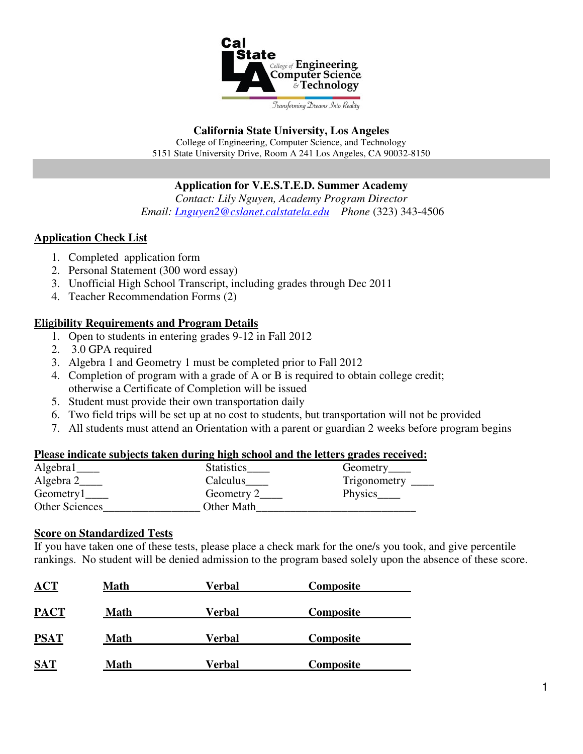Cal State LA College of Engineering, Computer Science & Technology

*Transforming Dreams Into Reality*

**California State University, Los Angeles**
College of Engineering, Computer Science, and Technology
5151 State University Drive, Room A 241 Los Angeles, CA 90032-8150

**Application for V.E.S.T.E.D. Summer Academy**
*Contact: Lily Nguyen, Academy Program Director*
*Email:* *Lnguyen2@cslanet.calstatela.edu*   *Phone* (323) 343-4506

## Application Check List

1. Completed application form
2. Personal Statement (300 word essay)
3. Unofficial High School Transcript, including grades through Dec 2011
4. Teacher Recommendation Forms (2)

## Eligibility Requirements and Program Details

1. Open to students in entering grades 9-12 in Fall 2012
2. 3.0 GPA required
3. Algebra 1 and Geometry 1 must be completed prior to Fall 2012
4. Completion of program with a grade of A or B is required to obtain college credit; otherwise a Certificate of Completion will be issued
5. Student must provide their own transportation daily
6. Two field trips will be set up at no cost to students, but transportation will not be provided
7. All students must attend an Orientation with a parent or guardian 2 weeks before program begins

## Please indicate subjects taken during high school and the letters grades received:

Algebra1____ Statistics____ Geometry____
Algebra 2____ Calculus____ Trigonometry ____
Geometry1____ Geometry 2____ Physics____
Other Sciences_________________ Other Math____________________________

## Score on Standardized Tests

If you have taken one of these tests, please place a check mark for the one/s you took, and give percentile rankings. No student will be denied admission to the program based solely upon the absence of these score.

| | | | |
|---|---|---|---|
| **ACT** | **Math** | **Verbal** | **Composite** |
| **PACT** | **Math** | **Verbal** | **Composite** |
| **PSAT** | **Math** | **Verbal** | **Composite** |
| **SAT** | **Math** | **Verbal** | **Composite** |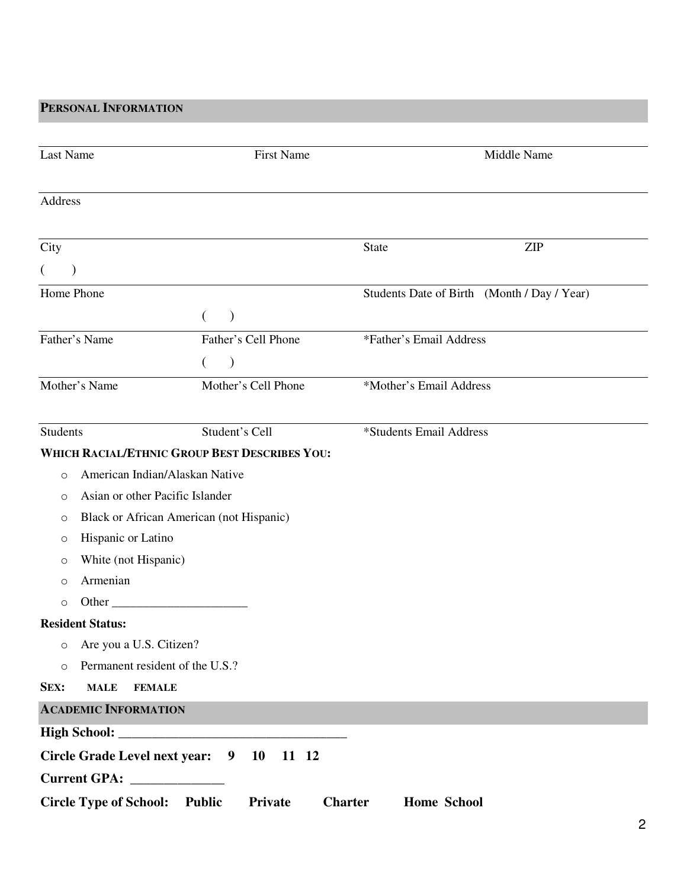## PERSONAL INFORMATION

Last Name | First Name | Middle Name

Address

City | State | ZIP

( )

Home Phone | Students Date of Birth (Month / Day / Year)

( )

Father's Name | Father's Cell Phone | *Father's Email Address

( )

Mother's Name | Mother's Cell Phone | *Mother's Email Address

Students | Student's Cell | *Students Email Address

**WHICH RACIAL/ETHNIC GROUP BEST DESCRIBES YOU:**

- American Indian/Alaskan Native
- Asian or other Pacific Islander
- Black or African American (not Hispanic)
- Hispanic or Latino
- White (not Hispanic)
- Armenian
- Other ______________________

**Resident Status:**

- Are you a U.S. Citizen?
- Permanent resident of the U.S.?

**SEX: MALE FEMALE**

## ACADEMIC INFORMATION

**High School: ___________________________________**

**Circle Grade Level next year: 9 10 11 12**

**Current GPA: ______________**

**Circle Type of School: Public Private Charter Home School**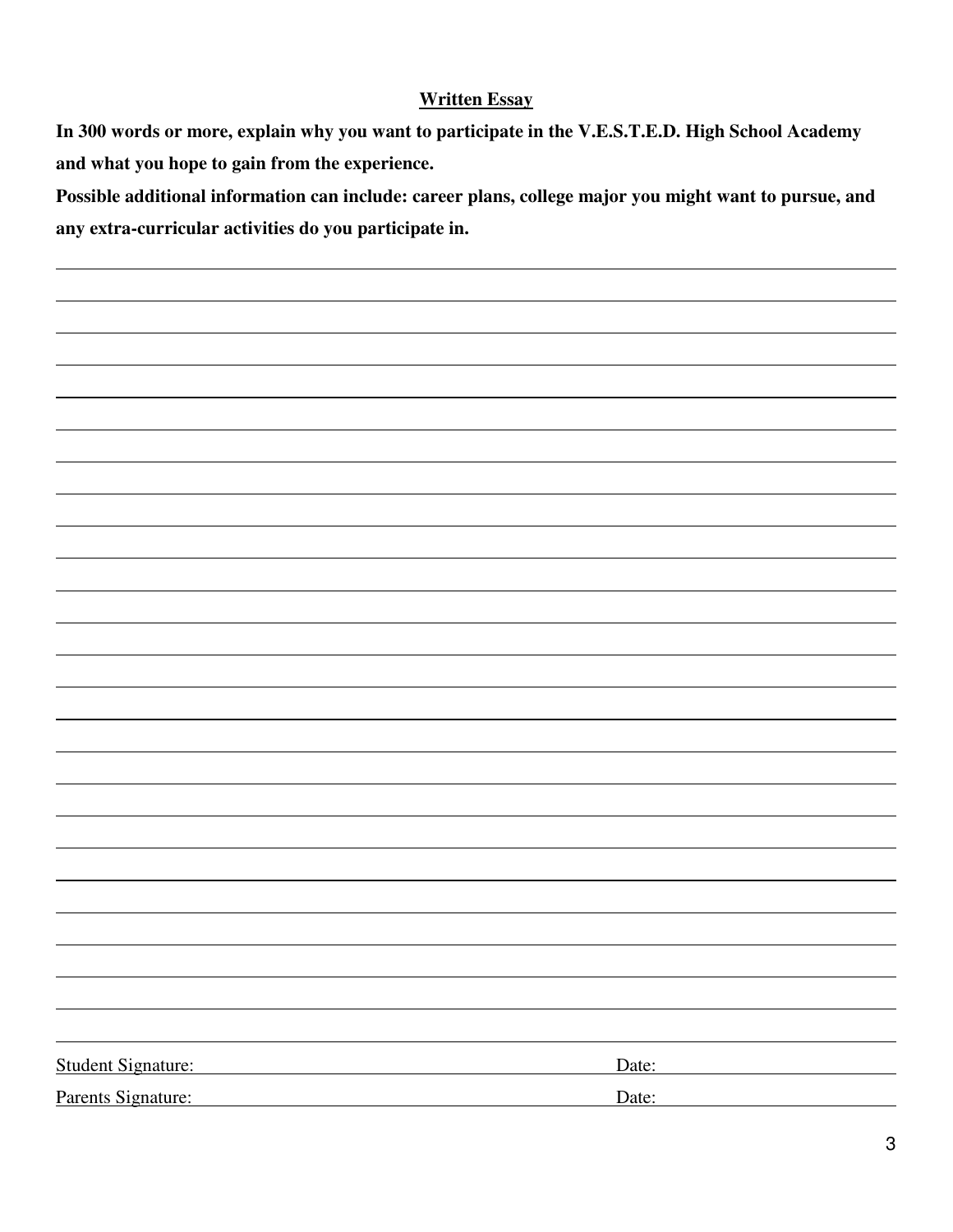**Written Essay**

**In 300 words or more, explain why you want to participate in the V.E.S.T.E.D. High School Academy and what you hope to gain from the experience.**

**Possible additional information can include: career plans, college major you might want to pursue, and any extra-curricular activities do you participate in.**

Student Signature: Date:

Parents Signature: Date: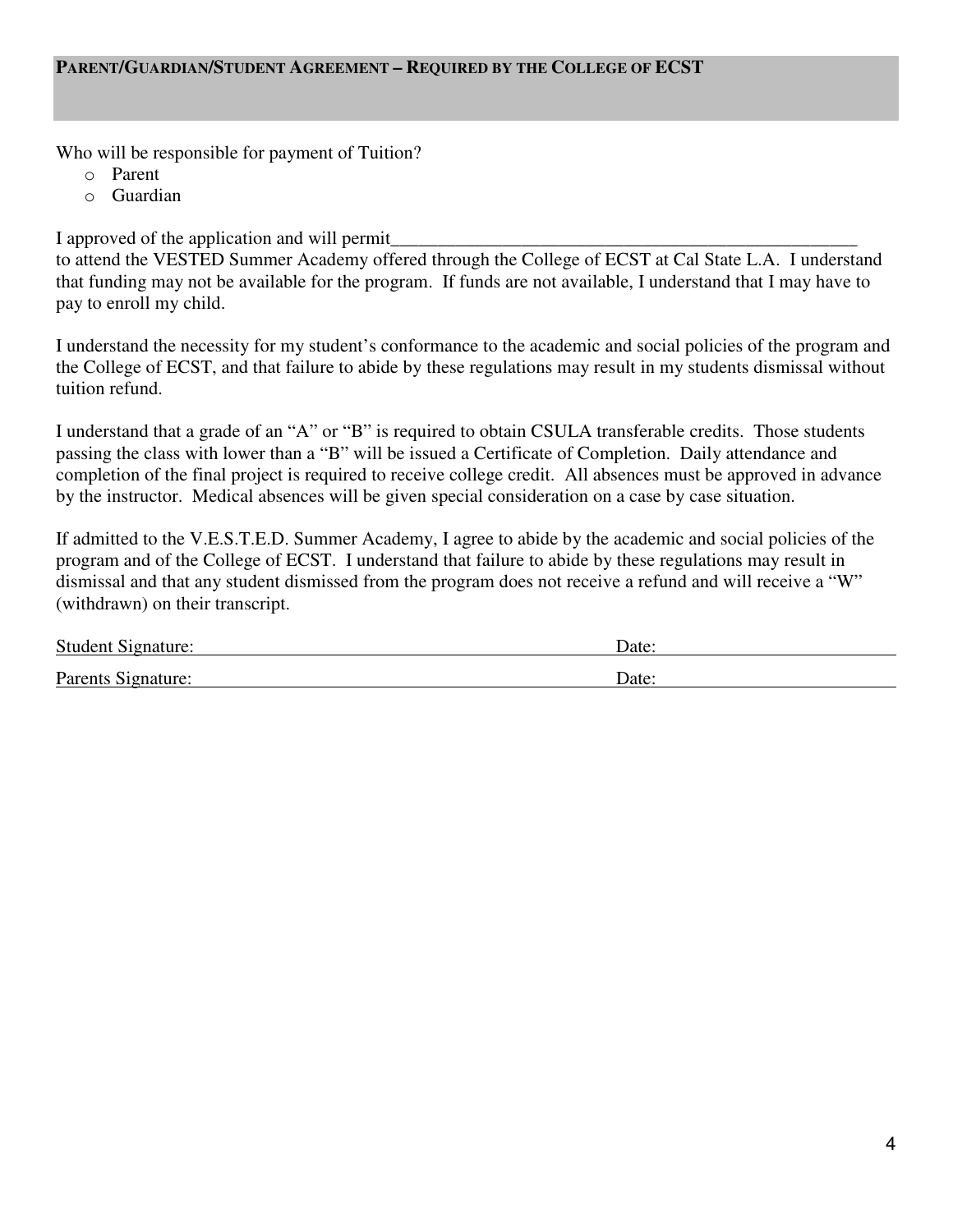## PARENT/GUARDIAN/STUDENT AGREEMENT – REQUIRED BY THE COLLEGE OF ECST

Who will be responsible for payment of Tuition?

- Parent
- Guardian

I approved of the application and will permit______________________________________________________
to attend the VESTED Summer Academy offered through the College of ECST at Cal State L.A. I understand that funding may not be available for the program. If funds are not available, I understand that I may have to pay to enroll my child.

I understand the necessity for my student's conformance to the academic and social policies of the program and the College of ECST, and that failure to abide by these regulations may result in my students dismissal without tuition refund.

I understand that a grade of an "A" or "B" is required to obtain CSULA transferable credits. Those students passing the class with lower than a "B" will be issued a Certificate of Completion. Daily attendance and completion of the final project is required to receive college credit. All absences must be approved in advance by the instructor. Medical absences will be given special consideration on a case by case situation.

If admitted to the V.E.S.T.E.D. Summer Academy, I agree to abide by the academic and social policies of the program and of the College of ECST. I understand that failure to abide by these regulations may result in dismissal and that any student dismissed from the program does not receive a refund and will receive a "W" (withdrawn) on their transcript.

Student Signature:______________________________________________ Date:__________________________

Parents Signature:______________________________________________ Date:__________________________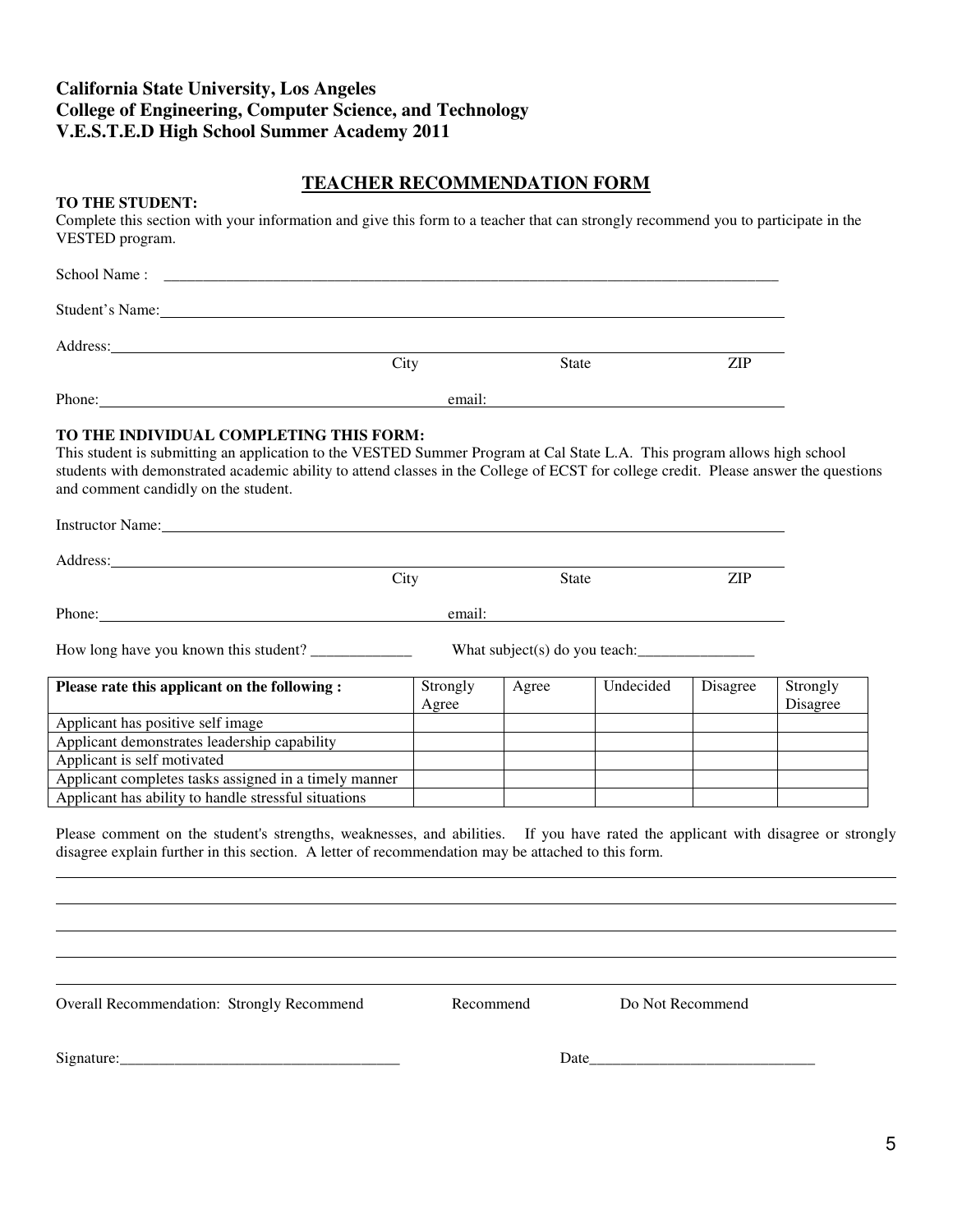**California State University, Los Angeles**
**College of Engineering, Computer Science, and Technology**
**V.E.S.T.E.D High School Summer Academy 2011**

## TEACHER RECOMMENDATION FORM

**TO THE STUDENT:**
Complete this section with your information and give this form to a teacher that can strongly recommend you to participate in the VESTED program.

School Name : ___________________________________________________________________________

Student's Name: ___________________________________________________________________________

Address: ___________________________________________________________________________
City State ZIP

Phone: _______________________________ email: _______________________________

**TO THE INDIVIDUAL COMPLETING THIS FORM:**
This student is submitting an application to the VESTED Summer Program at Cal State L.A. This program allows high school students with demonstrated academic ability to attend classes in the College of ECST for college credit. Please answer the questions and comment candidly on the student.

Instructor Name: ___________________________________________________________________________

Address: ___________________________________________________________________________
City State ZIP

Phone: _______________________________ email: _______________________________

How long have you known this student? _____________ What subject(s) do you teach: _______________

| Please rate this applicant on the following : | Strongly Agree | Agree | Undecided | Disagree | Strongly Disagree |
|---|---|---|---|---|---|
| Applicant has positive self image | | | | | |
| Applicant demonstrates leadership capability | | | | | |
| Applicant is self motivated | | | | | |
| Applicant completes tasks assigned in a timely manner | | | | | |
| Applicant has ability to handle stressful situations | | | | | |

Please comment on the student's strengths, weaknesses, and abilities. If you have rated the applicant with disagree or strongly disagree explain further in this section. A letter of recommendation may be attached to this form.

___________________________________________________________________________

___________________________________________________________________________

___________________________________________________________________________

___________________________________________________________________________

___________________________________________________________________________

Overall Recommendation: Strongly Recommend Recommend Do Not Recommend

Signature: ____________________________________ Date ______________________________